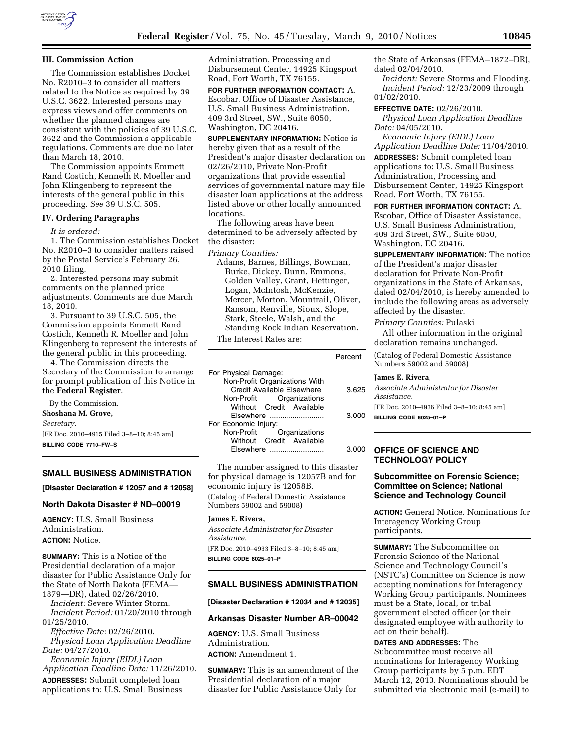## III. Commission Action

The Commission establishes Docket No. R2010–3 to consider all matters related to the Notice as required by 39 U.S.C. 3622. Interested persons may express views and offer comments on whether the planned changes are consistent with the policies of 39 U.S.C. 3622 and the Commission's applicable regulations. Comments are due no later than March 18, 2010.

The Commission appoints Emmett Rand Costich, Kenneth R. Moeller and John Klingenberg to represent the interests of the general public in this proceeding. *See* 39 U.S.C. 505.

## IV. Ordering Paragraphs

*It is ordered:*

1. The Commission establishes Docket No. R2010–3 to consider matters raised by the Postal Service's February 26, 2010 filing.

2. Interested persons may submit comments on the planned price adjustments. Comments are due March 18, 2010.

3. Pursuant to 39 U.S.C. 505, the Commission appoints Emmett Rand Costich, Kenneth R. Moeller and John Klingenberg to represent the interests of the general public in this proceeding.

4. The Commission directs the Secretary of the Commission to arrange for prompt publication of this Notice in the **Federal Register**.

By the Commission.

**Shoshana M. Grove,**

*Secretary.*

[FR Doc. 2010–4915 Filed 3–8–10; 8:45 am]

**BILLING CODE 7710–FW–S**

---

## SMALL BUSINESS ADMINISTRATION

**[Disaster Declaration # 12057 and # 12058]**

### North Dakota Disaster # ND–00019

**AGENCY:** U.S. Small Business Administration.

**ACTION:** Notice.

**SUMMARY:** This is a Notice of the Presidential declaration of a major disaster for Public Assistance Only for the State of North Dakota (FEMA—1879—DR), dated 02/26/2010.

*Incident:* Severe Winter Storm.

*Incident Period:* 01/20/2010 through 01/25/2010.

*Effective Date:* 02/26/2010.

*Physical Loan Application Deadline Date:* 04/27/2010.

*Economic Injury (EIDL) Loan Application Deadline Date:* 11/26/2010.

**ADDRESSES:** Submit completed loan applications to: U.S. Small Business Administration, Processing and Disbursement Center, 14925 Kingsport Road, Fort Worth, TX 76155.

**FOR FURTHER INFORMATION CONTACT:** A. Escobar, Office of Disaster Assistance, U.S. Small Business Administration, 409 3rd Street, SW., Suite 6050, Washington, DC 20416.

**SUPPLEMENTARY INFORMATION:** Notice is hereby given that as a result of the President's major disaster declaration on 02/26/2010, Private Non-Profit organizations that provide essential services of governmental nature may file disaster loan applications at the address listed above or other locally announced locations.

The following areas have been determined to be adversely affected by the disaster:

*Primary Counties:*

Adams, Barnes, Billings, Bowman, Burke, Dickey, Dunn, Emmons, Golden Valley, Grant, Hettinger, Logan, McIntosh, McKenzie, Mercer, Morton, Mountrail, Oliver, Ransom, Renville, Sioux, Slope, Stark, Steele, Walsh, and the Standing Rock Indian Reservation.

The Interest Rates are:

| | Percent |
|---|---|
| For Physical Damage: | |
| Non-Profit Organizations With Credit Available Elsewhere | 3.625 |
| Non-Profit Organizations Without Credit Available Elsewhere | 3.000 |
| For Economic Injury: | |
| Non-Profit Organizations Without Credit Available Elsewhere | 3.000 |

The number assigned to this disaster for physical damage is 12057B and for economic injury is 12058B.

(Catalog of Federal Domestic Assistance Numbers 59002 and 59008)

**James E. Rivera,**

*Associate Administrator for Disaster Assistance.*

[FR Doc. 2010–4933 Filed 3–8–10; 8:45 am]

**BILLING CODE 8025–01–P**

---

## SMALL BUSINESS ADMINISTRATION

**[Disaster Declaration # 12034 and # 12035]**

### Arkansas Disaster Number AR–00042

**AGENCY:** U.S. Small Business Administration.

**ACTION:** Amendment 1.

**SUMMARY:** This is an amendment of the Presidential declaration of a major disaster for Public Assistance Only for the State of Arkansas (FEMA–1872–DR), dated 02/04/2010.

*Incident:* Severe Storms and Flooding.

*Incident Period:* 12/23/2009 through 01/02/2010.

**EFFECTIVE DATE:** 02/26/2010.

*Physical Loan Application Deadline Date:* 04/05/2010.

*Economic Injury (EIDL) Loan Application Deadline Date:* 11/04/2010.

**ADDRESSES:** Submit completed loan applications to: U.S. Small Business Administration, Processing and Disbursement Center, 14925 Kingsport Road, Fort Worth, TX 76155.

**FOR FURTHER INFORMATION CONTACT:** A. Escobar, Office of Disaster Assistance, U.S. Small Business Administration, 409 3rd Street, SW., Suite 6050, Washington, DC 20416.

**SUPPLEMENTARY INFORMATION:** The notice of the President's major disaster declaration for Private Non-Profit organizations in the State of Arkansas, dated 02/04/2010, is hereby amended to include the following areas as adversely affected by the disaster.

*Primary Counties:* Pulaski

All other information in the original declaration remains unchanged.

(Catalog of Federal Domestic Assistance Numbers 59002 and 59008)

**James E. Rivera,**

*Associate Administrator for Disaster Assistance.*

[FR Doc. 2010–4936 Filed 3–8–10; 8:45 am]

**BILLING CODE 8025–01–P**

---

## OFFICE OF SCIENCE AND TECHNOLOGY POLICY

### Subcommittee on Forensic Science; Committee on Science; National Science and Technology Council

**ACTION:** General Notice. Nominations for Interagency Working Group participants.

**SUMMARY:** The Subcommittee on Forensic Science of the National Science and Technology Council's (NSTC's) Committee on Science is now accepting nominations for Interagency Working Group participants. Nominees must be a State, local, or tribal government elected officer (or their designated employee with authority to act on their behalf).

**DATES AND ADDRESSES:** The Subcommittee must receive all nominations for Interagency Working Group participants by 5 p.m. EDT March 12, 2010. Nominations should be submitted via electronic mail (e-mail) to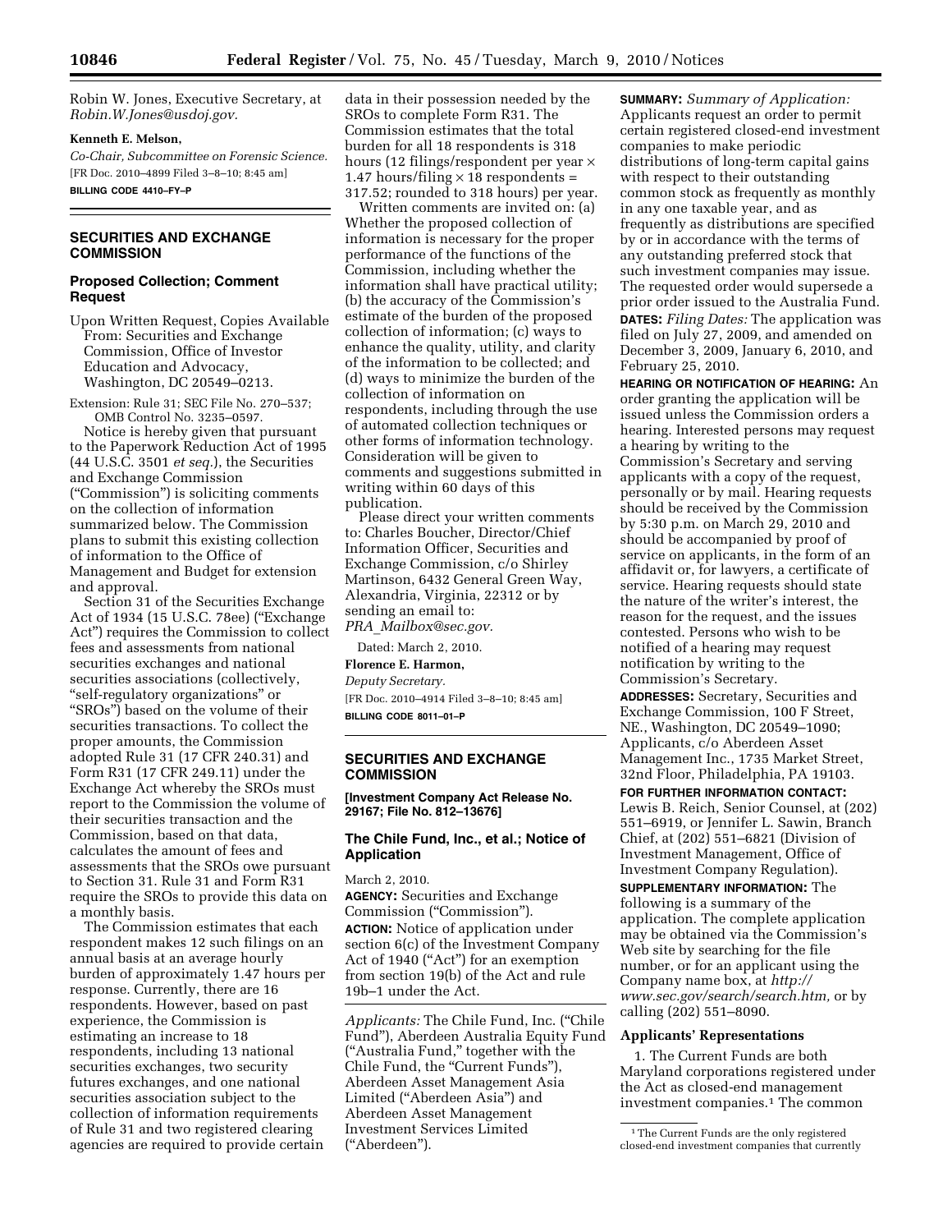Robin W. Jones, Executive Secretary, at *Robin.W.Jones@usdoj.gov.*

**Kenneth E. Melson,**

*Co-Chair, Subcommittee on Forensic Science.*

[FR Doc. 2010–4899 Filed 3–8–10; 8:45 am]

**BILLING CODE 4410–FY–P**

## SECURITIES AND EXCHANGE COMMISSION

### Proposed Collection; Comment Request

Upon Written Request, Copies Available From: Securities and Exchange Commission, Office of Investor Education and Advocacy, Washington, DC 20549–0213.

Extension: Rule 31; SEC File No. 270–537; OMB Control No. 3235–0597.

Notice is hereby given that pursuant to the Paperwork Reduction Act of 1995 (44 U.S.C. 3501 *et seq.*), the Securities and Exchange Commission ("Commission") is soliciting comments on the collection of information summarized below. The Commission plans to submit this existing collection of information to the Office of Management and Budget for extension and approval.

Section 31 of the Securities Exchange Act of 1934 (15 U.S.C. 78ee) ("Exchange Act") requires the Commission to collect fees and assessments from national securities exchanges and national securities associations (collectively, "self-regulatory organizations" or "SROs") based on the volume of their securities transactions. To collect the proper amounts, the Commission adopted Rule 31 (17 CFR 240.31) and Form R31 (17 CFR 249.11) under the Exchange Act whereby the SROs must report to the Commission the volume of their securities transaction and the Commission, based on that data, calculates the amount of fees and assessments that the SROs owe pursuant to Section 31. Rule 31 and Form R31 require the SROs to provide this data on a monthly basis.

The Commission estimates that each respondent makes 12 such filings on an annual basis at an average hourly burden of approximately 1.47 hours per response. Currently, there are 16 respondents. However, based on past experience, the Commission is estimating an increase to 18 respondents, including 13 national securities exchanges, two security futures exchanges, and one national securities association subject to the collection of information requirements of Rule 31 and two registered clearing agencies are required to provide certain data in their possession needed by the SROs to complete Form R31. The Commission estimates that the total burden for all 18 respondents is 318 hours (12 filings/respondent per year × 1.47 hours/filing × 18 respondents = 317.52; rounded to 318 hours) per year.

Written comments are invited on: (a) Whether the proposed collection of information is necessary for the proper performance of the functions of the Commission, including whether the information shall have practical utility; (b) the accuracy of the Commission's estimate of the burden of the proposed collection of information; (c) ways to enhance the quality, utility, and clarity of the information to be collected; and (d) ways to minimize the burden of the collection of information on respondents, including through the use of automated collection techniques or other forms of information technology. Consideration will be given to comments and suggestions submitted in writing within 60 days of this publication.

Please direct your written comments to: Charles Boucher, Director/Chief Information Officer, Securities and Exchange Commission, c/o Shirley Martinson, 6432 General Green Way, Alexandria, Virginia, 22312 or by sending an email to: *PRA_Mailbox@sec.gov.*

Dated: March 2, 2010.

**Florence E. Harmon,**

*Deputy Secretary.*

[FR Doc. 2010–4914 Filed 3–8–10; 8:45 am]

**BILLING CODE 8011–01–P**

## SECURITIES AND EXCHANGE COMMISSION

**[Investment Company Act Release No. 29167; File No. 812–13676]**

### The Chile Fund, Inc., et al.; Notice of Application

March 2, 2010.

**AGENCY:** Securities and Exchange Commission ("Commission").

**ACTION:** Notice of application under section 6(c) of the Investment Company Act of 1940 ("Act") for an exemption from section 19(b) of the Act and rule 19b–1 under the Act.

*Applicants:* The Chile Fund, Inc. ("Chile Fund"), Aberdeen Australia Equity Fund ("Australia Fund," together with the Chile Fund, the "Current Funds"), Aberdeen Asset Management Asia Limited ("Aberdeen Asia") and Aberdeen Asset Management Investment Services Limited ("Aberdeen").

**SUMMARY:** *Summary of Application:* Applicants request an order to permit certain registered closed-end investment companies to make periodic distributions of long-term capital gains with respect to their outstanding common stock as frequently as monthly in any one taxable year, and as frequently as distributions are specified by or in accordance with the terms of any outstanding preferred stock that such investment companies may issue. The requested order would supersede a prior order issued to the Australia Fund.

**DATES:** *Filing Dates:* The application was filed on July 27, 2009, and amended on December 3, 2009, January 6, 2010, and February 25, 2010.

**HEARING OR NOTIFICATION OF HEARING:** An order granting the application will be issued unless the Commission orders a hearing. Interested persons may request a hearing by writing to the Commission's Secretary and serving applicants with a copy of the request, personally or by mail. Hearing requests should be received by the Commission by 5:30 p.m. on March 29, 2010 and should be accompanied by proof of service on applicants, in the form of an affidavit or, for lawyers, a certificate of service. Hearing requests should state the nature of the writer's interest, the reason for the request, and the issues contested. Persons who wish to be notified of a hearing may request notification by writing to the Commission's Secretary.

**ADDRESSES:** Secretary, Securities and Exchange Commission, 100 F Street, NE., Washington, DC 20549–1090; Applicants, c/o Aberdeen Asset Management Inc., 1735 Market Street, 32nd Floor, Philadelphia, PA 19103.

**FOR FURTHER INFORMATION CONTACT:** Lewis B. Reich, Senior Counsel, at (202) 551–6919, or Jennifer L. Sawin, Branch Chief, at (202) 551–6821 (Division of Investment Management, Office of Investment Company Regulation).

**SUPPLEMENTARY INFORMATION:** The following is a summary of the application. The complete application may be obtained via the Commission's Web site by searching for the file number, or for an applicant using the Company name box, at *http://www.sec.gov/search/search.htm,* or by calling (202) 551–8090.

### Applicants' Representations

1. The Current Funds are both Maryland corporations registered under the Act as closed-end management investment companies.[1] The common

[1] The Current Funds are the only registered closed-end investment companies that currently